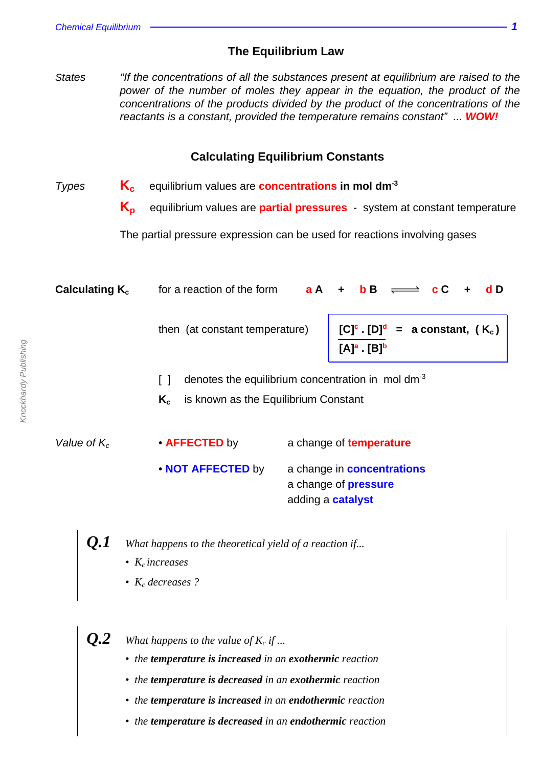# The Equilibrium Law

*States* *"If the concentrations of all the substances present at equilibrium are raised to the power of the number of moles they appear in the equation, the product of the concentrations of the products divided by the product of the concentrations of the reactants is a constant, provided the temperature remains constant" ...* ***WOW!***

## Calculating Equilibrium Constants

*Types*

**$K_c$** equilibrium values are **concentrations in mol dm$^{-3}$**

**$K_p$** equilibrium values are **partial pressures** - system at constant temperature

The partial pressure expression can be used for reactions involving gases

**Calculating $K_c$** for a reaction of the form $a\,A + b\,B \rightleftharpoons c\,C + d\,D$

then (at constant temperature)

$$\frac{[C]^c \cdot [D]^d}{[A]^a \cdot [B]^b} = \text{a constant, } (K_c)$$

[ ] denotes the equilibrium concentration in mol dm$^{-3}$

$K_c$ is known as the Equilibrium Constant

*Value of $K_c$*

- **AFFECTED** by a change of **temperature**
- **NOT AFFECTED** by a change in **concentrations**; a change of **pressure**; adding a **catalyst**

***Q.1*** *What happens to the theoretical yield of a reaction if...*

- *$K_c$ increases*
- *$K_c$ decreases ?*

***Q.2*** *What happens to the value of $K_c$ if ...*

- *the **temperature is increased** in an **exothermic** reaction*
- *the **temperature is decreased** in an **exothermic** reaction*
- *the **temperature is increased** in an **endothermic** reaction*
- *the **temperature is decreased** in an **endothermic** reaction*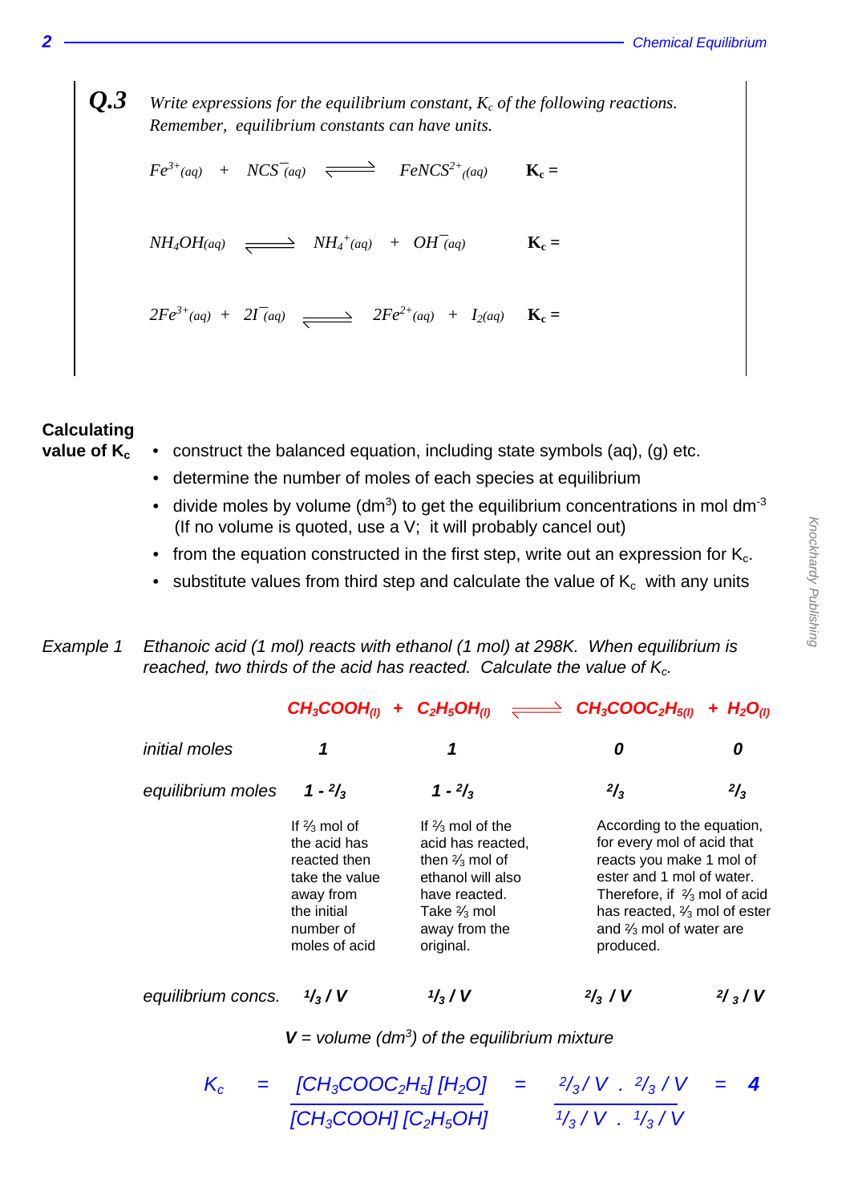**Q.3** *Write expressions for the equilibrium constant, $K_c$ of the following reactions. Remember, equilibrium constants can have units.*

$Fe^{3+}(aq) + NCS^{-}(aq) \rightleftharpoons FeNCS^{2+}(aq)$ **$K_c$ =**

$NH_4OH(aq) \rightleftharpoons NH_4^{+}(aq) + OH^{-}(aq)$ **$K_c$ =**

$2Fe^{3+}(aq) + 2I^{-}(aq) \rightleftharpoons 2Fe^{2+}(aq) + I_2(aq)$ **$K_c$ =**

**Calculating value of $K_c$**

- construct the balanced equation, including state symbols (aq), (g) etc.
- determine the number of moles of each species at equilibrium
- divide moles by volume ($dm^3$) to get the equilibrium concentrations in mol $dm^{-3}$ (If no volume is quoted, use a V; it will probably cancel out)
- from the equation constructed in the first step, write out an expression for $K_c$.
- substitute values from third step and calculate the value of $K_c$ with any units

*Example 1* *Ethanoic acid (1 mol) reacts with ethanol (1 mol) at 298K. When equilibrium is reached, two thirds of the acid has reacted. Calculate the value of $K_c$.*

| | $CH_3COOH_{(l)}$ + | $C_2H_5OH_{(l)}$ | $\rightleftharpoons$ $CH_3COOC_2H_{5(l)}$ + | $H_2O_{(l)}$ |
|---|---|---|---|---|
| *initial moles* | 1 | 1 | 0 | 0 |
| *equilibrium moles* | $1 - ^2/_3$ | $1 - ^2/_3$ | $^2/_3$ | $^2/_3$ |
| | If ⅔ mol of the acid has reacted then take the value away from the initial number of moles of acid | If ⅔ mol of the acid has reacted, then ⅔ mol of ethanol will also have reacted. Take ⅔ mol away from the original. | According to the equation, for every mol of acid that reacts you make 1 mol of ester and 1 mol of water. Therefore, if ⅔ mol of acid has reacted, ⅔ mol of ester and ⅔ mol of water are produced. | |
| *equilibrium concs.* | $^1/_3 / V$ | $^1/_3 / V$ | $^2/_3 / V$ | $^2/_3 / V$ |

***V** = volume ($dm^3$) of the equilibrium mixture*

$$K_c = \frac{[CH_3COOC_2H_5]\,[H_2O]}{[CH_3COOH]\,[C_2H_5OH]} = \frac{^2/_3 / V \;.\; ^2/_3 / V}{^1/_3 / V \;.\; ^1/_3 / V} = \mathbf{4}$$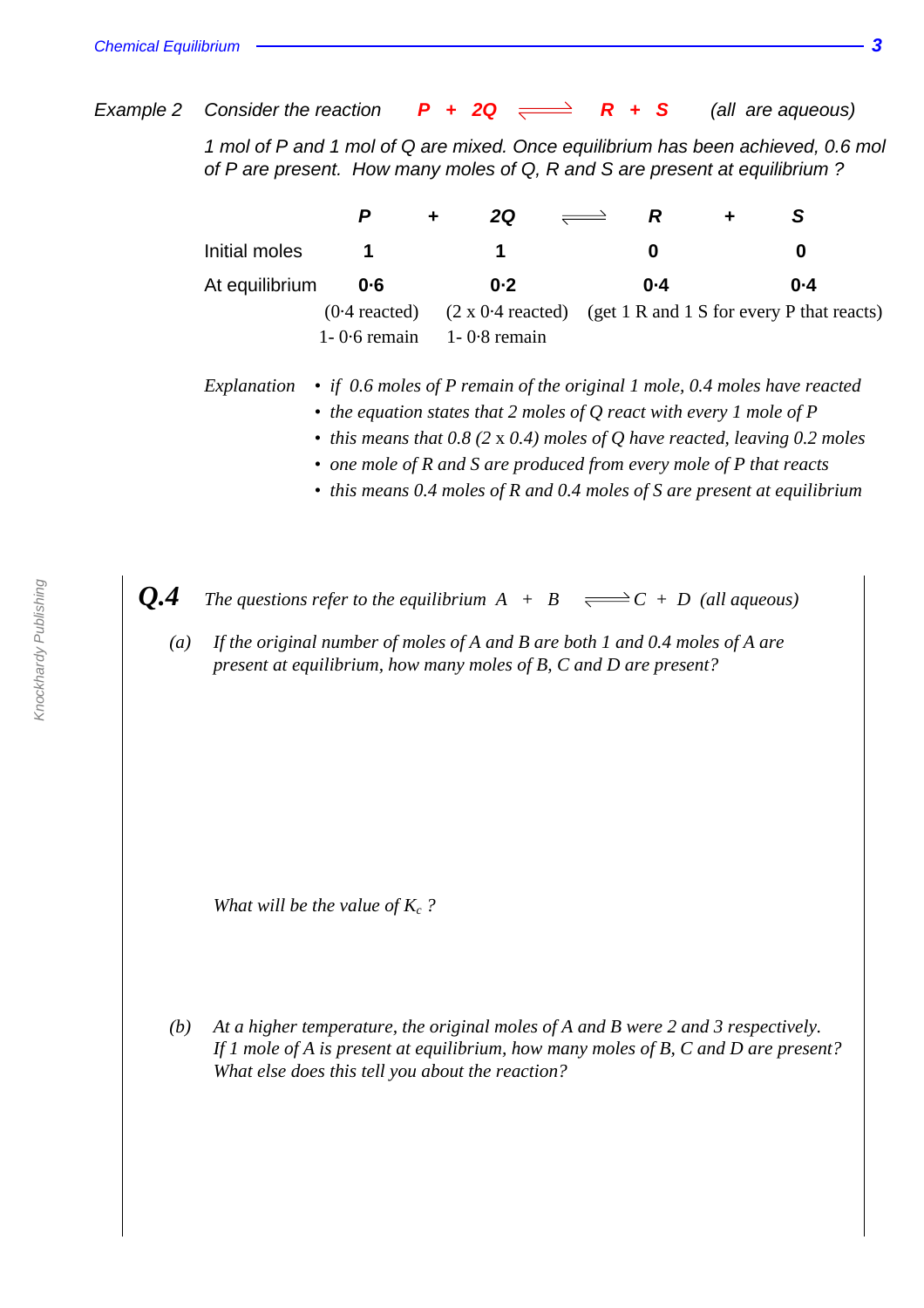*Example 2* *Consider the reaction* $P + 2Q \rightleftharpoons R + S$ *(all are aqueous)*

*1 mol of P and 1 mol of Q are mixed. Once equilibrium has been achieved, 0.6 mol of P are present. How many moles of Q, R and S are present at equilibrium ?*

| | P | + | 2Q | $\rightleftharpoons$ | R | + | S |
|---|---|---|---|---|---|---|---|
| Initial moles | 1 | | 1 | | 0 | | 0 |
| At equilibrium | 0·6 | | 0·2 | | 0·4 | | 0·4 |
| | (0·4 reacted) 1- 0·6 remain | | (2 x 0·4 reacted) 1- 0·8 remain | | (get 1 R and 1 S for every P that reacts) | | |

*Explanation*

- *if 0.6 moles of P remain of the original 1 mole, 0.4 moles have reacted*
- *the equation states that 2 moles of Q react with every 1 mole of P*
- *this means that 0.8 (2 x 0.4) moles of Q have reacted, leaving 0.2 moles*
- *one mole of R and S are produced from every mole of P that reacts*
- *this means 0.4 moles of R and 0.4 moles of S are present at equilibrium*

**Q.4** *The questions refer to the equilibrium* $A + B \rightleftharpoons C + D$ *(all aqueous)*

(a) *If the original number of moles of A and B are both 1 and 0.4 moles of A are present at equilibrium, how many moles of B, C and D are present?*

*What will be the value of* $K_c$ *?*

(b) *At a higher temperature, the original moles of A and B were 2 and 3 respectively. If 1 mole of A is present at equilibrium, how many moles of B, C and D are present? What else does this tell you about the reaction?*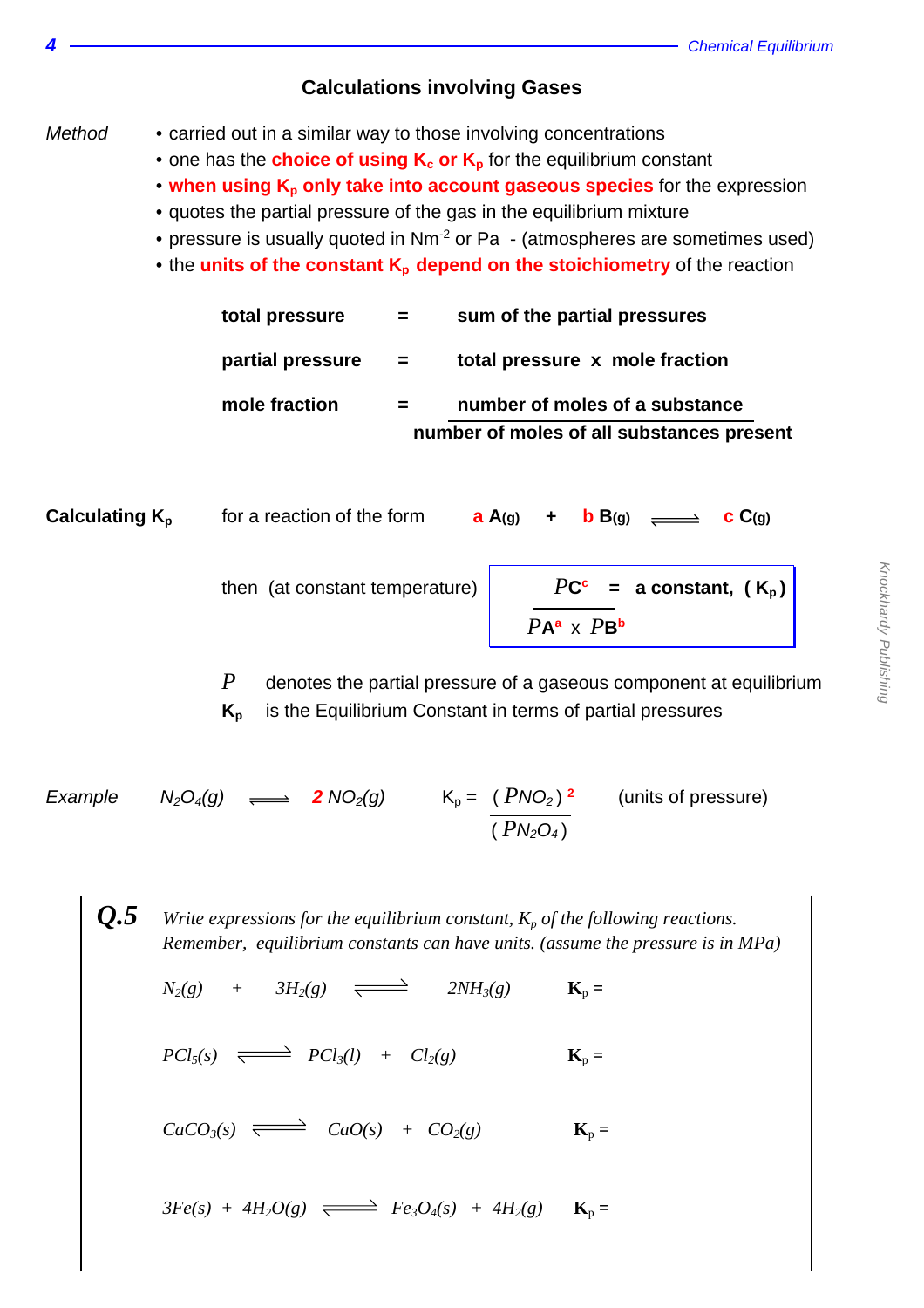## Calculations involving Gases

*Method*

- carried out in a similar way to those involving concentrations
- one has the **choice of using $K_c$ or $K_p$** for the equilibrium constant
- **when using $K_p$ only take into account gaseous species** for the expression
- quotes the partial pressure of the gas in the equilibrium mixture
- pressure is usually quoted in $Nm^{-2}$ or Pa - (atmospheres are sometimes used)
- the **units of the constant $K_p$ depend on the stoichiometry** of the reaction

**total pressure** = **sum of the partial pressures**

**partial pressure** = **total pressure x mole fraction**

$$\textbf{mole fraction} = \frac{\textbf{number of moles of a substance}}{\textbf{number of moles of all substances present}}$$

**Calculating $K_p$** for a reaction of the form $a\,A_{(g)} + b\,B_{(g)} \rightleftharpoons c\,C_{(g)}$

then (at constant temperature)

$$\frac{PC^c}{PA^a \times PB^b} = \text{a constant, } (K_p)$$

$P$ denotes the partial pressure of a gaseous component at equilibrium

$K_p$ is the Equilibrium Constant in terms of partial pressures

*Example* $N_2O_4(g) \rightleftharpoons 2\,NO_2(g)$ $\quad K_p = \dfrac{(PNO_2)^2}{(PN_2O_4)}$ (units of pressure)

**Q.5** *Write expressions for the equilibrium constant, $K_p$ of the following reactions. Remember, equilibrium constants can have units. (assume the pressure is in MPa)*

$N_2(g) + 3H_2(g) \rightleftharpoons 2NH_3(g)$ $\quad$ **$K_p$ =**

$PCl_5(s) \rightleftharpoons PCl_3(l) + Cl_2(g)$ $\quad$ **$K_p$ =**

$CaCO_3(s) \rightleftharpoons CaO(s) + CO_2(g)$ $\quad$ **$K_p$ =**

$3Fe(s) + 4H_2O(g) \rightleftharpoons Fe_3O_4(s) + 4H_2(g)$ $\quad$ **$K_p$ =**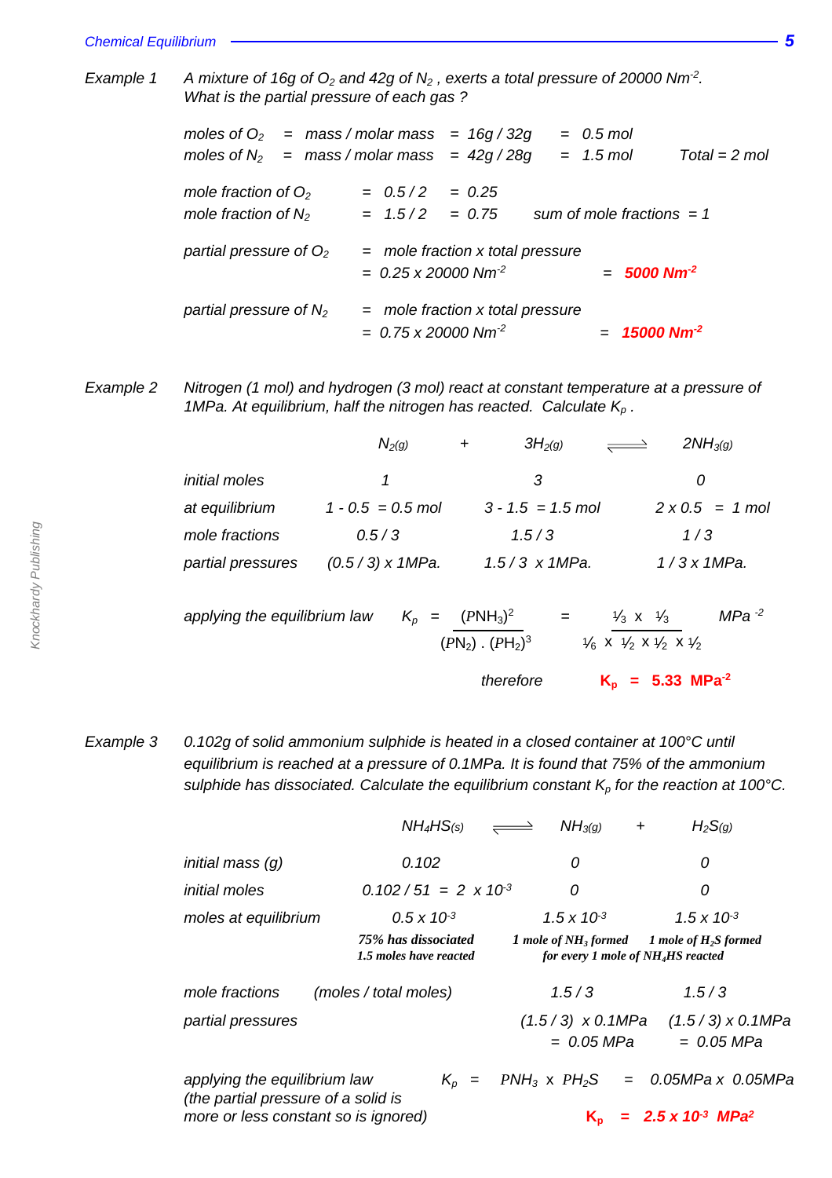*Example 1* A mixture of 16g of $O_2$ and 42g of $N_2$, exerts a total pressure of 20000 $Nm^{-2}$. What is the partial pressure of each gas ?

moles of $O_2$ = mass / molar mass = 16g / 32g = 0.5 mol
moles of $N_2$ = mass / molar mass = 42g / 28g = 1.5 mol    Total = 2 mol

mole fraction of $O_2$ = 0.5 / 2 = 0.25
mole fraction of $N_2$ = 1.5 / 2 = 0.75    sum of mole fractions = 1

partial pressure of $O_2$ = mole fraction x total pressure
= 0.25 x 20000 $Nm^{-2}$ = **5000 $Nm^{-2}$**

partial pressure of $N_2$ = mole fraction x total pressure
= 0.75 x 20000 $Nm^{-2}$ = **15000 $Nm^{-2}$**

*Example 2* Nitrogen (1 mol) and hydrogen (3 mol) react at constant temperature at a pressure of 1MPa. At equilibrium, half the nitrogen has reacted. Calculate $K_p$ .

| | $N_{2(g)}$ | + $3H_{2(g)}$ | $\rightleftharpoons$ $2NH_{3(g)}$ |
|---|---|---|---|
| initial moles | 1 | 3 | 0 |
| at equilibrium | 1 - 0.5 = 0.5 mol | 3 - 1.5 = 1.5 mol | 2 x 0.5 = 1 mol |
| mole fractions | 0.5 / 3 | 1.5 / 3 | 1 / 3 |
| partial pressures | (0.5 / 3) x 1MPa. | 1.5 / 3 x 1MPa. | 1 / 3 x 1MPa. |

applying the equilibrium law

$$K_p = \frac{(PNH_3)^2}{(PN_2)\,.\,(PH_2)^3} = \frac{\frac{1}{3} \times \frac{1}{3}}{\frac{1}{6} \times \frac{1}{2} \times \frac{1}{2} \times \frac{1}{2}} \quad MPa^{-2}$$

therefore **$K_p$ = 5.33 $MPa^{-2}$**

*Example 3* 0.102g of solid ammonium sulphide is heated in a closed container at 100°C until equilibrium is reached at a pressure of 0.1MPa. It is found that 75% of the ammonium sulphide has dissociated. Calculate the equilibrium constant $K_p$ for the reaction at 100°C.

| | $NH_4HS_{(s)}$ $\rightleftharpoons$ | $NH_{3(g)}$ + | $H_2S_{(g)}$ |
|---|---|---|---|
| initial mass (g) | 0.102 | 0 | 0 |
| initial moles | 0.102 / 51 = 2 x $10^{-3}$ | 0 | 0 |
| moles at equilibrium | 0.5 x $10^{-3}$ | 1.5 x $10^{-3}$ | 1.5 x $10^{-3}$ |
| | 75% has dissociated; 1.5 moles have reacted | 1 mole of $NH_3$ formed for every 1 mole of $NH_4HS$ reacted | 1 mole of $H_2S$ formed |
| mole fractions | (moles / total moles) | 1.5 / 3 | 1.5 / 3 |
| partial pressures | | (1.5 / 3) x 0.1MPa = 0.05 MPa | (1.5 / 3) x 0.1MPa = 0.05 MPa |

applying the equilibrium law (the partial pressure of a solid is more or less constant so is ignored)

$K_p$ = $PNH_3$ x $PH_2S$ = 0.05MPa x 0.05MPa

**$K_p$ = 2.5 x $10^{-3}$ $MPa^2$**